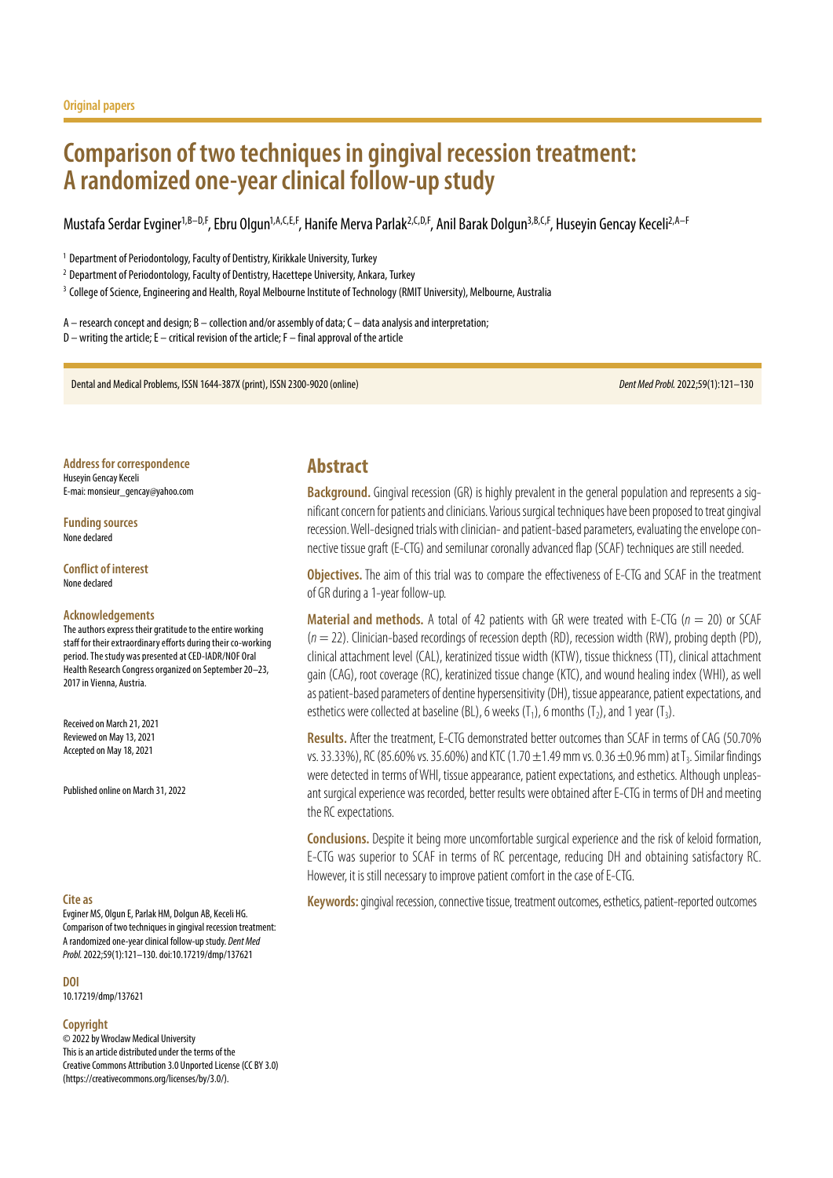Original papers

# Comparison of two techniques in gingival recession treatment: A randomized one-year clinical follow-up study

Mustafa Serdar Evginer[1,B–D,F], Ebru Olgun[1,A,C,E,F], Hanife Merva Parlak[2,C,D,F], Anil Barak Dolgun[3,B,C,F], Huseyin Gencay Keceli[2,A–F]

[1] Department of Periodontology, Faculty of Dentistry, Kirikkale University, Turkey

[2] Department of Periodontology, Faculty of Dentistry, Hacettepe University, Ankara, Turkey

[3] College of Science, Engineering and Health, Royal Melbourne Institute of Technology (RMIT University), Melbourne, Australia

A – research concept and design; B – collection and/or assembly of data; C – data analysis and interpretation;
D – writing the article; E – critical revision of the article; F – final approval of the article

Dental and Medical Problems, ISSN 1644-387X (print), ISSN 2300-9020 (online)

**Address for correspondence**
Huseyin Gencay Keceli
E-mai: monsieur_gencay@yahoo.com

**Funding sources**
None declared

**Conflict of interest**
None declared

**Acknowledgements**
The authors express their gratitude to the entire working staff for their extraordinary efforts during their co-working period. The study was presented at CED-IADR/NOF Oral Health Research Congress organized on September 20–23, 2017 in Vienna, Austria.

Received on March 21, 2021
Reviewed on May 13, 2021
Accepted on May 18, 2021

Published online on March 31, 2022

**Cite as**
Evginer MS, Olgun E, Parlak HM, Dolgun AB, Keceli HG. Comparison of two techniques in gingival recession treatment: A randomized one-year clinical follow-up study. *Dent Med Probl.* 2022;59(1):121–130. doi:10.17219/dmp/137621

**DOI**
10.17219/dmp/137621

**Copyright**
© 2022 by Wroclaw Medical University
This is an article distributed under the terms of the Creative Commons Attribution 3.0 Unported License (CC BY 3.0) (https://creativecommons.org/licenses/by/3.0/).

## Abstract

**Background.** Gingival recession (GR) is highly prevalent in the general population and represents a significant concern for patients and clinicians. Various surgical techniques have been proposed to treat gingival recession. Well-designed trials with clinician- and patient-based parameters, evaluating the envelope connective tissue graft (E-CTG) and semilunar coronally advanced flap (SCAF) techniques are still needed.

**Objectives.** The aim of this trial was to compare the effectiveness of E-CTG and SCAF in the treatment of GR during a 1-year follow-up.

**Material and methods.** A total of 42 patients with GR were treated with E-CTG ($n = 20$) or SCAF ($n = 22$). Clinician-based recordings of recession depth (RD), recession width (RW), probing depth (PD), clinical attachment level (CAL), keratinized tissue width (KTW), tissue thickness (TT), clinical attachment gain (CAG), root coverage (RC), keratinized tissue change (KTC), and wound healing index (WHI), as well as patient-based parameters of dentine hypersensitivity (DH), tissue appearance, patient expectations, and esthetics were collected at baseline (BL), 6 weeks ($T_1$), 6 months ($T_2$), and 1 year ($T_3$).

**Results.** After the treatment, E-CTG demonstrated better outcomes than SCAF in terms of CAG (50.70% vs. 33.33%), RC (85.60% vs. 35.60%) and KTC ($1.70 \pm 1.49$ mm vs. $0.36 \pm 0.96$ mm) at $T_3$. Similar findings were detected in terms of WHI, tissue appearance, patient expectations, and esthetics. Although unpleasant surgical experience was recorded, better results were obtained after E-CTG in terms of DH and meeting the RC expectations.

**Conclusions.** Despite it being more uncomfortable surgical experience and the risk of keloid formation, E-CTG was superior to SCAF in terms of RC percentage, reducing DH and obtaining satisfactory RC. However, it is still necessary to improve patient comfort in the case of E-CTG.

**Keywords:** gingival recession, connective tissue, treatment outcomes, esthetics, patient-reported outcomes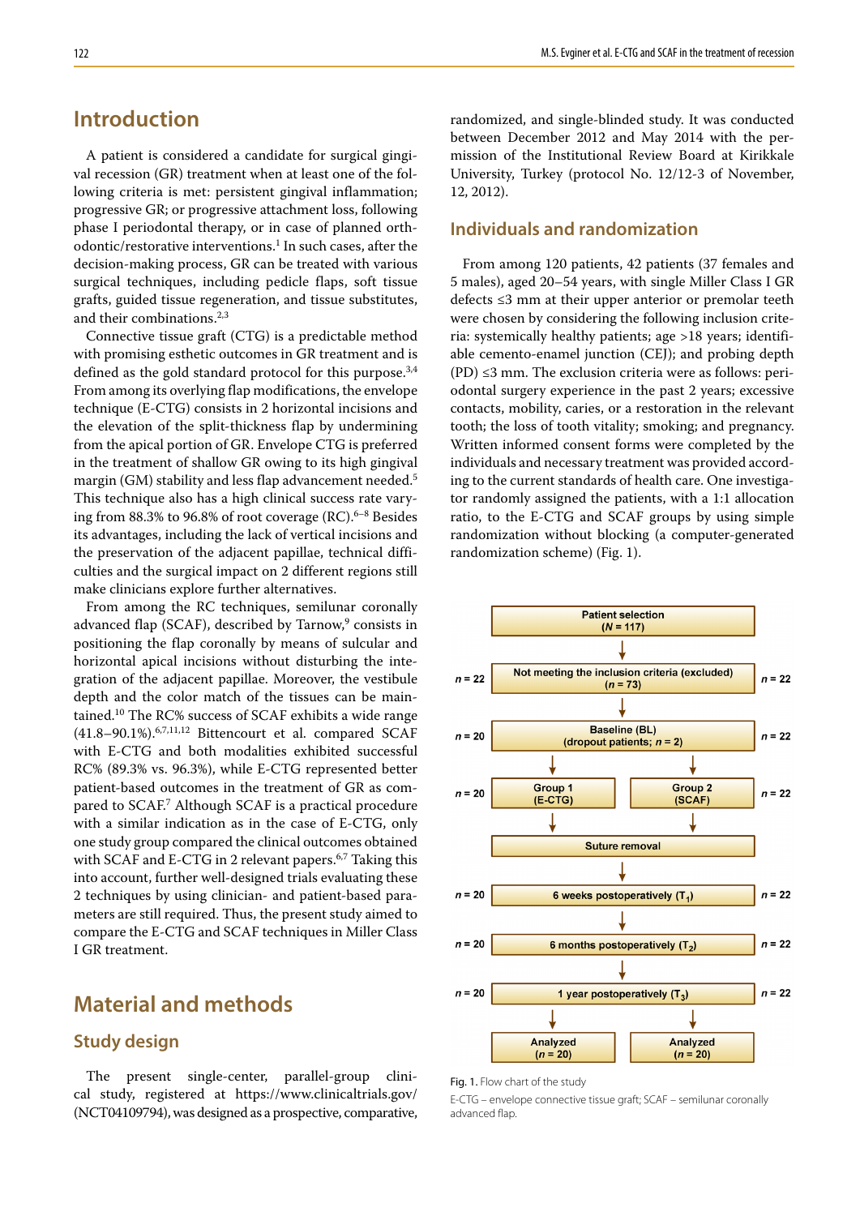## Introduction

A patient is considered a candidate for surgical gingival recession (GR) treatment when at least one of the following criteria is met: persistent gingival inflammation; progressive GR; or progressive attachment loss, following phase I periodontal therapy, or in case of planned orthodontic/restorative interventions.[1] In such cases, after the decision-making process, GR can be treated with various surgical techniques, including pedicle flaps, soft tissue grafts, guided tissue regeneration, and tissue substitutes, and their combinations.[2,3]

Connective tissue graft (CTG) is a predictable method with promising esthetic outcomes in GR treatment and is defined as the gold standard protocol for this purpose.[3,4] From among its overlying flap modifications, the envelope technique (E-CTG) consists in 2 horizontal incisions and the elevation of the split-thickness flap by undermining from the apical portion of GR. Envelope CTG is preferred in the treatment of shallow GR owing to its high gingival margin (GM) stability and less flap advancement needed.[5] This technique also has a high clinical success rate varying from 88.3% to 96.8% of root coverage (RC).[6–8] Besides its advantages, including the lack of vertical incisions and the preservation of the adjacent papillae, technical difficulties and the surgical impact on 2 different regions still make clinicians explore further alternatives.

From among the RC techniques, semilunar coronally advanced flap (SCAF), described by Tarnow,[9] consists in positioning the flap coronally by means of sulcular and horizontal apical incisions without disturbing the integration of the adjacent papillae. Moreover, the vestibule depth and the color match of the tissues can be maintained.[10] The RC% success of SCAF exhibits a wide range (41.8–90.1%).[6,7,11,12] Bittencourt et al. compared SCAF with E-CTG and both modalities exhibited successful RC% (89.3% vs. 96.3%), while E-CTG represented better patient-based outcomes in the treatment of GR as compared to SCAF.[7] Although SCAF is a practical procedure with a similar indication as in the case of E-CTG, only one study group compared the clinical outcomes obtained with SCAF and E-CTG in 2 relevant papers.[6,7] Taking this into account, further well-designed trials evaluating these 2 techniques by using clinician- and patient-based parameters are still required. Thus, the present study aimed to compare the E-CTG and SCAF techniques in Miller Class I GR treatment.

## Material and methods

### Study design

The present single-center, parallel-group clinical study, registered at https://www.clinicaltrials.gov/ (NCT04109794), was designed as a prospective, comparative, randomized, and single-blinded study. It was conducted between December 2012 and May 2014 with the permission of the Institutional Review Board at Kirikkale University, Turkey (protocol No. 12/12-3 of November, 12, 2012).

### Individuals and randomization

From among 120 patients, 42 patients (37 females and 5 males), aged 20–54 years, with single Miller Class I GR defects ≤3 mm at their upper anterior or premolar teeth were chosen by considering the following inclusion criteria: systemically healthy patients; age >18 years; identifiable cemento-enamel junction (CEJ); and probing depth (PD) ≤3 mm. The exclusion criteria were as follows: periodontal surgery experience in the past 2 years; excessive contacts, mobility, caries, or a restoration in the relevant tooth; the loss of tooth vitality; smoking; and pregnancy. Written informed consent forms were completed by the individuals and necessary treatment was provided according to the current standards of health care. One investigator randomly assigned the patients, with a 1:1 allocation ratio, to the E-CTG and SCAF groups by using simple randomization without blocking (a computer-generated randomization scheme) (Fig. 1).

Patient selection (*N* = 117)
↓
*n* = 22 | Not meeting the inclusion criteria (excluded) (*n* = 73) | *n* = 22
↓
*n* = 20 | Baseline (BL) (dropout patients; *n* = 2) | *n* = 22
↓
*n* = 20 | Group 1 (E-CTG) | Group 2 (SCAF) | *n* = 22
↓
Suture removal
↓
*n* = 20 | 6 weeks postoperatively ($T_1$) | *n* = 22
↓
*n* = 20 | 6 months postoperatively ($T_2$) | *n* = 22
↓
*n* = 20 | 1 year postoperatively ($T_3$) | *n* = 22
↓
Analyzed (*n* = 20) | Analyzed (*n* = 20)

Fig. 1. Flow chart of the study

E-CTG – envelope connective tissue graft; SCAF – semilunar coronally advanced flap.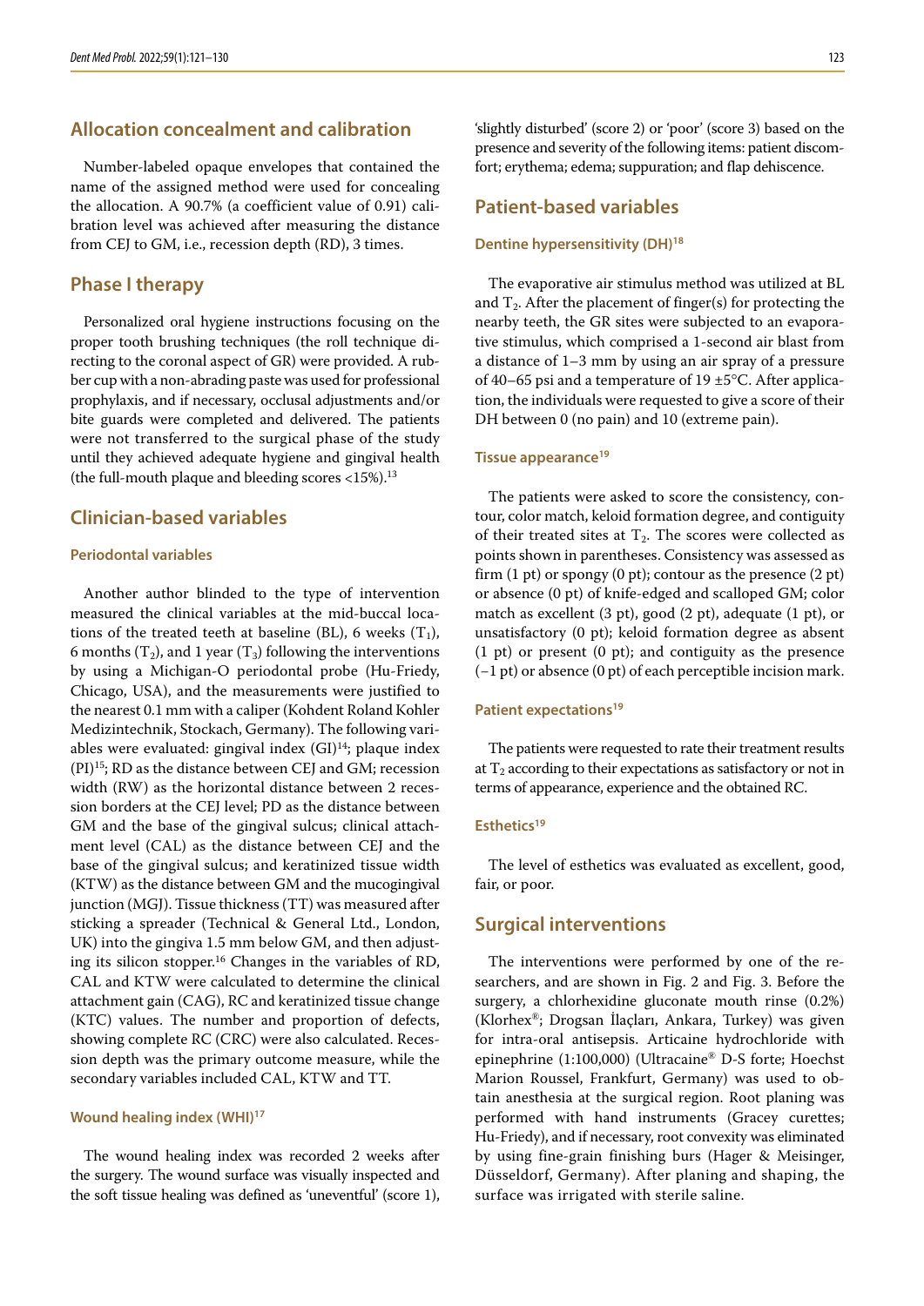## Allocation concealment and calibration

Number-labeled opaque envelopes that contained the name of the assigned method were used for concealing the allocation. A 90.7% (a coefficient value of 0.91) calibration level was achieved after measuring the distance from CEJ to GM, i.e., recession depth (RD), 3 times.

## Phase I therapy

Personalized oral hygiene instructions focusing on the proper tooth brushing techniques (the roll technique directing to the coronal aspect of GR) were provided. A rubber cup with a non-abrading paste was used for professional prophylaxis, and if necessary, occlusal adjustments and/or bite guards were completed and delivered. The patients were not transferred to the surgical phase of the study until they achieved adequate hygiene and gingival health (the full-mouth plaque and bleeding scores <15%).[13]

## Clinician-based variables

### Periodontal variables

Another author blinded to the type of intervention measured the clinical variables at the mid-buccal locations of the treated teeth at baseline (BL), 6 weeks ($T_1$), 6 months ($T_2$), and 1 year ($T_3$) following the interventions by using a Michigan-O periodontal probe (Hu-Friedy, Chicago, USA), and the measurements were justified to the nearest 0.1 mm with a caliper (Kohdent Roland Kohler Medizintechnik, Stockach, Germany). The following variables were evaluated: gingival index (GI)[14]; plaque index (PI)[15]; RD as the distance between CEJ and GM; recession width (RW) as the horizontal distance between 2 recession borders at the CEJ level; PD as the distance between GM and the base of the gingival sulcus; clinical attachment level (CAL) as the distance between CEJ and the base of the gingival sulcus; and keratinized tissue width (KTW) as the distance between GM and the mucogingival junction (MGJ). Tissue thickness (TT) was measured after sticking a spreader (Technical & General Ltd., London, UK) into the gingiva 1.5 mm below GM, and then adjusting its silicon stopper.[16] Changes in the variables of RD, CAL and KTW were calculated to determine the clinical attachment gain (CAG), RC and keratinized tissue change (KTC) values. The number and proportion of defects, showing complete RC (CRC) were also calculated. Recession depth was the primary outcome measure, while the secondary variables included CAL, KTW and TT.

### Wound healing index (WHI)[17]

The wound healing index was recorded 2 weeks after the surgery. The wound surface was visually inspected and the soft tissue healing was defined as 'uneventful' (score 1), 'slightly disturbed' (score 2) or 'poor' (score 3) based on the presence and severity of the following items: patient discomfort; erythema; edema; suppuration; and flap dehiscence.

## Patient-based variables

### Dentine hypersensitivity (DH)[18]

The evaporative air stimulus method was utilized at BL and $T_2$. After the placement of finger(s) for protecting the nearby teeth, the GR sites were subjected to an evaporative stimulus, which comprised a 1-second air blast from a distance of 1–3 mm by using an air spray of a pressure of 40–65 psi and a temperature of 19 ±5°C. After application, the individuals were requested to give a score of their DH between 0 (no pain) and 10 (extreme pain).

### Tissue appearance[19]

The patients were asked to score the consistency, contour, color match, keloid formation degree, and contiguity of their treated sites at $T_2$. The scores were collected as points shown in parentheses. Consistency was assessed as firm (1 pt) or spongy (0 pt); contour as the presence (2 pt) or absence (0 pt) of knife-edged and scalloped GM; color match as excellent (3 pt), good (2 pt), adequate (1 pt), or unsatisfactory (0 pt); keloid formation degree as absent (1 pt) or present (0 pt); and contiguity as the presence (–1 pt) or absence (0 pt) of each perceptible incision mark.

### Patient expectations[19]

The patients were requested to rate their treatment results at $T_2$ according to their expectations as satisfactory or not in terms of appearance, experience and the obtained RC.

### Esthetics[19]

The level of esthetics was evaluated as excellent, good, fair, or poor.

## Surgical interventions

The interventions were performed by one of the researchers, and are shown in Fig. 2 and Fig. 3. Before the surgery, a chlorhexidine gluconate mouth rinse (0.2%) (Klorhex®; Drogsan İlaçları, Ankara, Turkey) was given for intra-oral antisepsis. Articaine hydrochloride with epinephrine (1:100,000) (Ultracaine® D-S forte; Hoechst Marion Roussel, Frankfurt, Germany) was used to obtain anesthesia at the surgical region. Root planing was performed with hand instruments (Gracey curettes; Hu-Friedy), and if necessary, root convexity was eliminated by using fine-grain finishing burs (Hager & Meisinger, Düsseldorf, Germany). After planing and shaping, the surface was irrigated with sterile saline.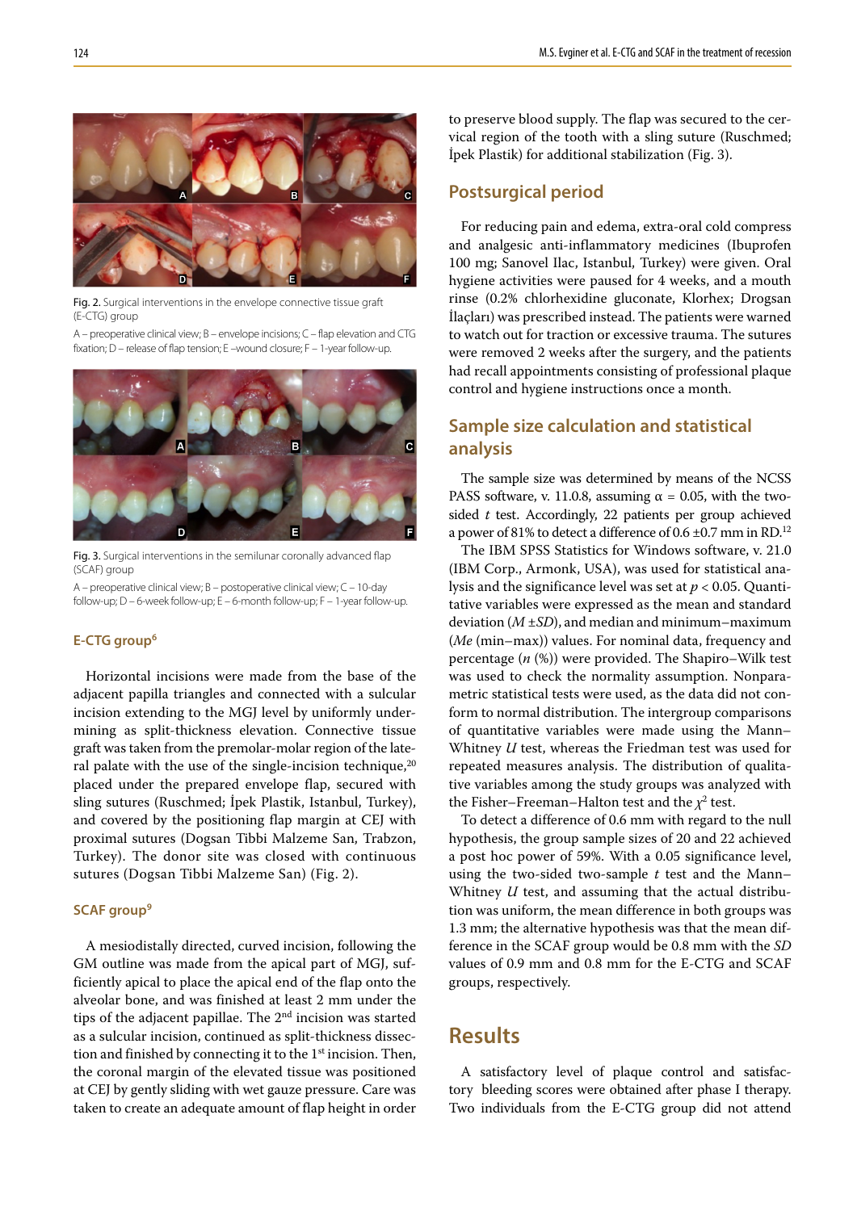Fig. 2. Surgical interventions in the envelope connective tissue graft (E-CTG) group

A – preoperative clinical view; B – envelope incisions; C – flap elevation and CTG fixation; D – release of flap tension; E –wound closure; F – 1-year follow-up.

Fig. 3. Surgical interventions in the semilunar coronally advanced flap (SCAF) group

A – preoperative clinical view; B – postoperative clinical view; C – 10-day follow-up; D – 6-week follow-up; E – 6-month follow-up; F – 1-year follow-up.

### E-CTG group[6]

Horizontal incisions were made from the base of the adjacent papilla triangles and connected with a sulcular incision extending to the MGJ level by uniformly undermining as split-thickness elevation. Connective tissue graft was taken from the premolar-molar region of the lateral palate with the use of the single-incision technique,[20] placed under the prepared envelope flap, secured with sling sutures (Ruschmed; İpek Plastik, Istanbul, Turkey), and covered by the positioning flap margin at CEJ with proximal sutures (Dogsan Tibbi Malzeme San, Trabzon, Turkey). The donor site was closed with continuous sutures (Dogsan Tibbi Malzeme San) (Fig. 2).

### SCAF group[9]

A mesiodistally directed, curved incision, following the GM outline was made from the apical part of MGJ, sufficiently apical to place the apical end of the flap onto the alveolar bone, and was finished at least 2 mm under the tips of the adjacent papillae. The 2nd incision was started as a sulcular incision, continued as split-thickness dissection and finished by connecting it to the 1st incision. Then, the coronal margin of the elevated tissue was positioned at CEJ by gently sliding with wet gauze pressure. Care was taken to create an adequate amount of flap height in order to preserve blood supply. The flap was secured to the cervical region of the tooth with a sling suture (Ruschmed; İpek Plastik) for additional stabilization (Fig. 3).

## Postsurgical period

For reducing pain and edema, extra-oral cold compress and analgesic anti-inflammatory medicines (Ibuprofen 100 mg; Sanovel Ilac, Istanbul, Turkey) were given. Oral hygiene activities were paused for 4 weeks, and a mouth rinse (0.2% chlorhexidine gluconate, Klorhex; Drogsan İlaçları) was prescribed instead. The patients were warned to watch out for traction or excessive trauma. The sutures were removed 2 weeks after the surgery, and the patients had recall appointments consisting of professional plaque control and hygiene instructions once a month.

## Sample size calculation and statistical analysis

The sample size was determined by means of the NCSS PASS software, v. 11.0.8, assuming $\alpha$ = 0.05, with the two-sided *t* test. Accordingly, 22 patients per group achieved a power of 81% to detect a difference of 0.6 ±0.7 mm in RD.[12]

The IBM SPSS Statistics for Windows software, v. 21.0 (IBM Corp., Armonk, USA), was used for statistical analysis and the significance level was set at $p < 0.05$. Quantitative variables were expressed as the mean and standard deviation ($M \pm SD$), and median and minimum–maximum (*Me* (min–max)) values. For nominal data, frequency and percentage (*n* (%)) were provided. The Shapiro–Wilk test was used to check the normality assumption. Nonparametric statistical tests were used, as the data did not conform to normal distribution. The intergroup comparisons of quantitative variables were made using the Mann–Whitney *U* test, whereas the Friedman test was used for repeated measures analysis. The distribution of qualitative variables among the study groups was analyzed with the Fisher–Freeman–Halton test and the $\chi^2$ test.

To detect a difference of 0.6 mm with regard to the null hypothesis, the group sample sizes of 20 and 22 achieved a post hoc power of 59%. With a 0.05 significance level, using the two-sided two-sample *t* test and the Mann–Whitney *U* test, and assuming that the actual distribution was uniform, the mean difference in both groups was 1.3 mm; the alternative hypothesis was that the mean difference in the SCAF group would be 0.8 mm with the *SD* values of 0.9 mm and 0.8 mm for the E-CTG and SCAF groups, respectively.

# Results

A satisfactory level of plaque control and satisfactory bleeding scores were obtained after phase I therapy. Two individuals from the E-CTG group did not attend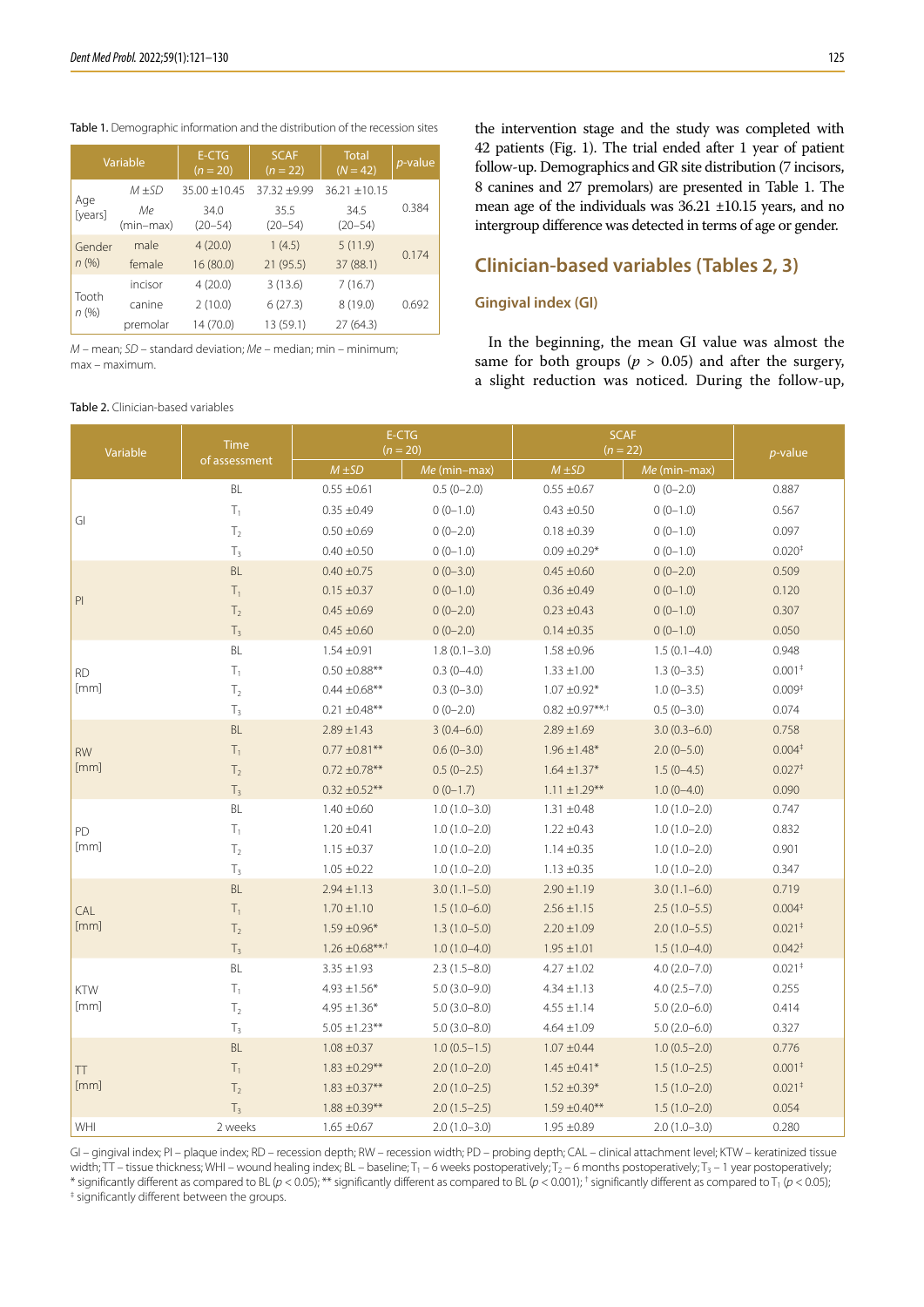Table 1. Demographic information and the distribution of the recession sites

| Variable | | E-CTG ($n = 20$) | SCAF ($n = 22$) | Total ($N = 42$) | $p$-value |
|---|---|---|---|---|---|
| Age [years] | $M \pm SD$ | 35.00 ±10.45 | 37.32 ±9.99 | 36.21 ±10.15 | 0.384 |
| | $Me$ (min–max) | 34.0 (20–54) | 35.5 (20–54) | 34.5 (20–54) | |
| Gender $n$ (%) | male | 4 (20.0) | 1 (4.5) | 5 (11.9) | 0.174 |
| | female | 16 (80.0) | 21 (95.5) | 37 (88.1) | |
| Tooth $n$ (%) | incisor | 4 (20.0) | 3 (13.6) | 7 (16.7) | 0.692 |
| | canine | 2 (10.0) | 6 (27.3) | 8 (19.0) | |
| | premolar | 14 (70.0) | 13 (59.1) | 27 (64.3) | |

$M$ – mean; $SD$ – standard deviation; $Me$ – median; min – minimum; max – maximum.

the intervention stage and the study was completed with 42 patients (Fig. 1). The trial ended after 1 year of patient follow-up. Demographics and GR site distribution (7 incisors, 8 canines and 27 premolars) are presented in Table 1. The mean age of the individuals was 36.21 ±10.15 years, and no intergroup difference was detected in terms of age or gender.

## Clinician-based variables (Tables 2, 3)

### Gingival index (GI)

In the beginning, the mean GI value was almost the same for both groups ($p > 0.05$) and after the surgery, a slight reduction was noticed. During the follow-up,

Table 2. Clinician-based variables

| Variable | Time of assessment | E-CTG ($n = 20$) | | SCAF ($n = 22$) | | $p$-value |
|---|---|---|---|---|---|---|
| | | $M \pm SD$ | $Me$ (min–max) | $M \pm SD$ | $Me$ (min–max) | |
| GI | BL | 0.55 ±0.61 | 0.5 (0–2.0) | 0.55 ±0.67 | 0 (0–2.0) | 0.887 |
| | $T_1$ | 0.35 ±0.49 | 0 (0–1.0) | 0.43 ±0.50 | 0 (0–1.0) | 0.567 |
| | $T_2$ | 0.50 ±0.69 | 0 (0–2.0) | 0.18 ±0.39 | 0 (0–1.0) | 0.097 |
| | $T_3$ | 0.40 ±0.50 | 0 (0–1.0) | 0.09 ±0.29* | 0 (0–1.0) | 0.020‡ |
| PI | BL | 0.40 ±0.75 | 0 (0–3.0) | 0.45 ±0.60 | 0 (0–2.0) | 0.509 |
| | $T_1$ | 0.15 ±0.37 | 0 (0–1.0) | 0.36 ±0.49 | 0 (0–1.0) | 0.120 |
| | $T_2$ | 0.45 ±0.69 | 0 (0–2.0) | 0.23 ±0.43 | 0 (0–1.0) | 0.307 |
| | $T_3$ | 0.45 ±0.60 | 0 (0–2.0) | 0.14 ±0.35 | 0 (0–1.0) | 0.050 |
| RD [mm] | BL | 1.54 ±0.91 | 1.8 (0.1–3.0) | 1.58 ±0.96 | 1.5 (0.1–4.0) | 0.948 |
| | $T_1$ | 0.50 ±0.88** | 0.3 (0–4.0) | 1.33 ±1.00 | 1.3 (0–3.5) | 0.001‡ |
| | $T_2$ | 0.44 ±0.68** | 0.3 (0–3.0) | 1.07 ±0.92* | 1.0 (0–3.5) | 0.009‡ |
| | $T_3$ | 0.21 ±0.48** | 0 (0–2.0) | 0.82 ±0.97**,† | 0.5 (0–3.0) | 0.074 |
| RW [mm] | BL | 2.89 ±1.43 | 3 (0.4–6.0) | 2.89 ±1.69 | 3.0 (0.3–6.0) | 0.758 |
| | $T_1$ | 0.77 ±0.81** | 0.6 (0–3.0) | 1.96 ±1.48* | 2.0 (0–5.0) | 0.004‡ |
| | $T_2$ | 0.72 ±0.78** | 0.5 (0–2.5) | 1.64 ±1.37* | 1.5 (0–4.5) | 0.027‡ |
| | $T_3$ | 0.32 ±0.52** | 0 (0–1.7) | 1.11 ±1.29** | 1.0 (0–4.0) | 0.090 |
| PD [mm] | BL | 1.40 ±0.60 | 1.0 (1.0–3.0) | 1.31 ±0.48 | 1.0 (1.0–2.0) | 0.747 |
| | $T_1$ | 1.20 ±0.41 | 1.0 (1.0–2.0) | 1.22 ±0.43 | 1.0 (1.0–2.0) | 0.832 |
| | $T_2$ | 1.15 ±0.37 | 1.0 (1.0–2.0) | 1.14 ±0.35 | 1.0 (1.0–2.0) | 0.901 |
| | $T_3$ | 1.05 ±0.22 | 1.0 (1.0–2.0) | 1.13 ±0.35 | 1.0 (1.0–2.0) | 0.347 |
| CAL [mm] | BL | 2.94 ±1.13 | 3.0 (1.1–5.0) | 2.90 ±1.19 | 3.0 (1.1–6.0) | 0.719 |
| | $T_1$ | 1.70 ±1.10 | 1.5 (1.0–6.0) | 2.56 ±1.15 | 2.5 (1.0–5.5) | 0.004‡ |
| | $T_2$ | 1.59 ±0.96* | 1.3 (1.0–5.0) | 2.20 ±1.09 | 2.0 (1.0–5.5) | 0.021‡ |
| | $T_3$ | 1.26 ±0.68**,† | 1.0 (1.0–4.0) | 1.95 ±1.01 | 1.5 (1.0–4.0) | 0.042‡ |
| KTW [mm] | BL | 3.35 ±1.93 | 2.3 (1.5–8.0) | 4.27 ±1.02 | 4.0 (2.0–7.0) | 0.021‡ |
| | $T_1$ | 4.93 ±1.56* | 5.0 (3.0–9.0) | 4.34 ±1.13 | 4.0 (2.5–7.0) | 0.255 |
| | $T_2$ | 4.95 ±1.36* | 5.0 (3.0–8.0) | 4.55 ±1.14 | 5.0 (2.0–6.0) | 0.414 |
| | $T_3$ | 5.05 ±1.23** | 5.0 (3.0–8.0) | 4.64 ±1.09 | 5.0 (2.0–6.0) | 0.327 |
| TT [mm] | BL | 1.08 ±0.37 | 1.0 (0.5–1.5) | 1.07 ±0.44 | 1.0 (0.5–2.0) | 0.776 |
| | $T_1$ | 1.83 ±0.29** | 2.0 (1.0–2.0) | 1.45 ±0.41* | 1.5 (1.0–2.5) | 0.001‡ |
| | $T_2$ | 1.83 ±0.37** | 2.0 (1.0–2.5) | 1.52 ±0.39* | 1.5 (1.0–2.0) | 0.021‡ |
| | $T_3$ | 1.88 ±0.39** | 2.0 (1.5–2.5) | 1.59 ±0.40** | 1.5 (1.0–2.0) | 0.054 |
| WHI | 2 weeks | 1.65 ±0.67 | 2.0 (1.0–3.0) | 1.95 ±0.89 | 2.0 (1.0–3.0) | 0.280 |

GI – gingival index; PI – plaque index; RD – recession depth; RW – recession width; PD – probing depth; CAL – clinical attachment level; KTW – keratinized tissue width; TT – tissue thickness; WHI – wound healing index; BL – baseline; $T_1$ – 6 weeks postoperatively; $T_2$ – 6 months postoperatively; $T_3$ – 1 year postoperatively; * significantly different as compared to BL ($p < 0.05$); ** significantly different as compared to BL ($p < 0.001$); † significantly different as compared to $T_1$ ($p < 0.05$); ‡ significantly different between the groups.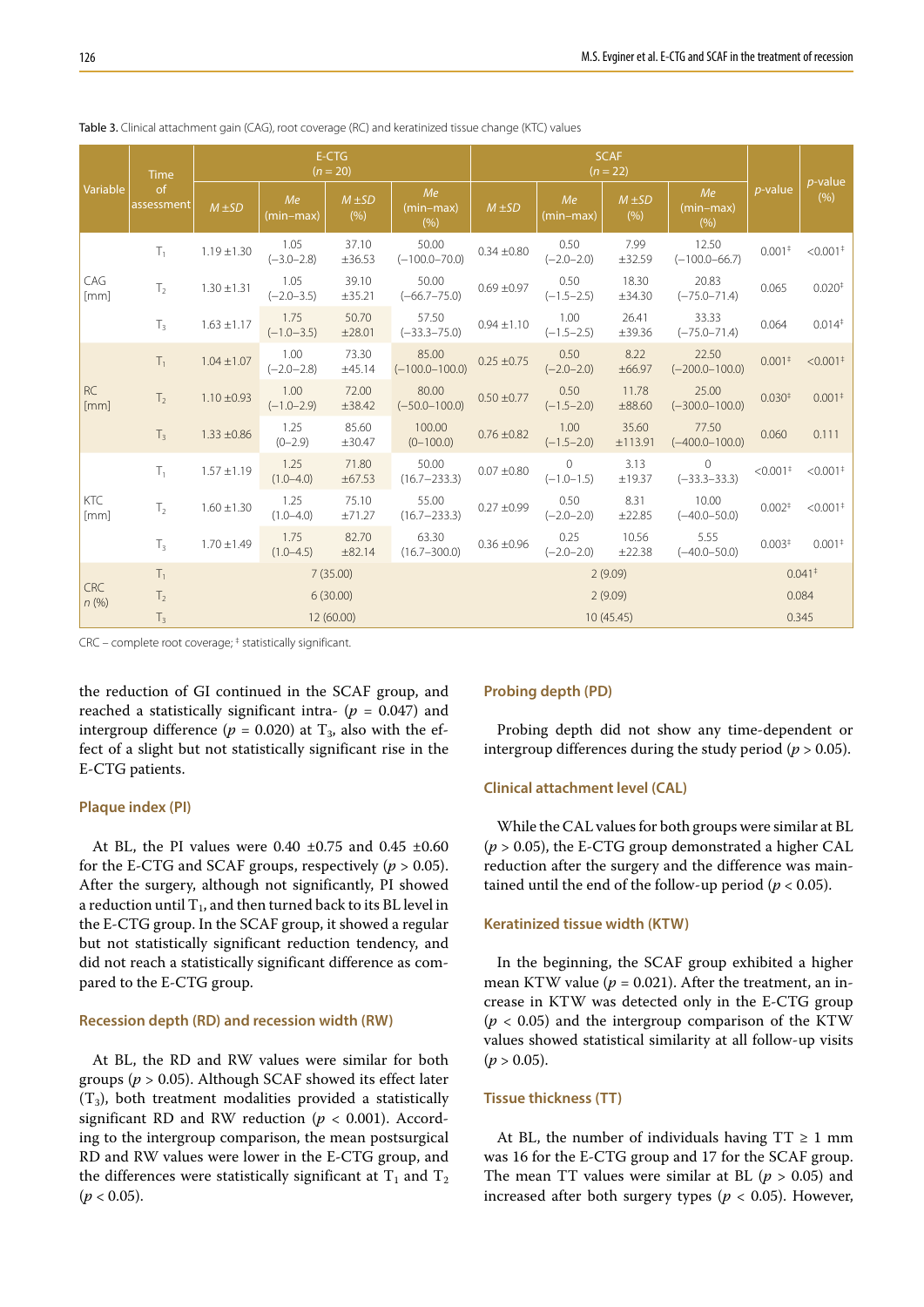Table 3. Clinical attachment gain (CAG), root coverage (RC) and keratinized tissue change (KTC) values

| Variable | Time of assessment | E-CTG ($n = 20$) | | | | SCAF ($n = 22$) | | | | $p$-value | $p$-value (%) |
|---|---|---|---|---|---|---|---|---|---|---|---|
| | | $M \pm SD$ | $Me$ (min–max) | $M \pm SD$ (%) | $Me$ (min–max) (%) | $M \pm SD$ | $Me$ (min–max) | $M \pm SD$ (%) | $Me$ (min–max) (%) | | |
| CAG [mm] | $T_1$ | 1.19 ±1.30 | 1.05 (−3.0–2.8) | 37.10 ±36.53 | 50.00 (−100.0–70.0) | 0.34 ±0.80 | 0.50 (−2.0–2.0) | 7.99 ±32.59 | 12.50 (−100.0–66.7) | 0.001‡ | <0.001‡ |
| | $T_2$ | 1.30 ±1.31 | 1.05 (−2.0–3.5) | 39.10 ±35.21 | 50.00 (−66.7–75.0) | 0.69 ±0.97 | 0.50 (−1.5–2.5) | 18.30 ±34.30 | 20.83 (−75.0–71.4) | 0.065 | 0.020‡ |
| | $T_3$ | 1.63 ±1.17 | 1.75 (−1.0–3.5) | 50.70 ±28.01 | 57.50 (−33.3–75.0) | 0.94 ±1.10 | 1.00 (−1.5–2.5) | 26.41 ±39.36 | 33.33 (−75.0–71.4) | 0.064 | 0.014‡ |
| RC [mm] | $T_1$ | 1.04 ±1.07 | 1.00 (−2.0–2.8) | 73.30 ±45.14 | 85.00 (−100.0–100.0) | 0.25 ±0.75 | 0.50 (−2.0–2.0) | 8.22 ±66.97 | 22.50 (−200.0–100.0) | 0.001‡ | <0.001‡ |
| | $T_2$ | 1.10 ±0.93 | 1.00 (−1.0–2.9) | 72.00 ±38.42 | 80.00 (−50.0–100.0) | 0.50 ±0.77 | 0.50 (−1.5–2.0) | 11.78 ±88.60 | 25.00 (−300.0–100.0) | 0.030‡ | 0.001‡ |
| | $T_3$ | 1.33 ±0.86 | 1.25 (0–2.9) | 85.60 ±30.47 | 100.00 (0–100.0) | 0.76 ±0.82 | 1.00 (−1.5–2.0) | 35.60 ±113.91 | 77.50 (−400.0–100.0) | 0.060 | 0.111 |
| KTC [mm] | $T_1$ | 1.57 ±1.19 | 1.25 (1.0–4.0) | 71.80 ±67.53 | 50.00 (16.7–233.3) | 0.07 ±0.80 | 0 (−1.0–1.5) | 3.13 ±19.37 | 0 (−33.3–33.3) | <0.001‡ | <0.001‡ |
| | $T_2$ | 1.60 ±1.30 | 1.25 (1.0–4.0) | 75.10 ±71.27 | 55.00 (16.7–233.3) | 0.27 ±0.99 | 0.50 (−2.0–2.0) | 8.31 ±22.85 | 10.00 (−40.0–50.0) | 0.002‡ | <0.001‡ |
| | $T_3$ | 1.70 ±1.49 | 1.75 (1.0–4.5) | 82.70 ±82.14 | 63.30 (16.7–300.0) | 0.36 ±0.96 | 0.25 (−2.0–2.0) | 10.56 ±22.38 | 5.55 (−40.0–50.0) | 0.003‡ | 0.001‡ |
| CRC $n$ (%) | $T_1$ | 7 (35.00) | | | | 2 (9.09) | | | | 0.041‡ | |
| | $T_2$ | 6 (30.00) | | | | 2 (9.09) | | | | 0.084 | |
| | $T_3$ | 12 (60.00) | | | | 10 (45.45) | | | | 0.345 | |

CRC – complete root coverage; ‡ statistically significant.

the reduction of GI continued in the SCAF group, and reached a statistically significant intra- ($p = 0.047$) and intergroup difference ($p = 0.020$) at $T_3$, also with the effect of a slight but not statistically significant rise in the E-CTG patients.

### Plaque index (PI)

At BL, the PI values were 0.40 ±0.75 and 0.45 ±0.60 for the E-CTG and SCAF groups, respectively ($p > 0.05$). After the surgery, although not significantly, PI showed a reduction until $T_1$, and then turned back to its BL level in the E-CTG group. In the SCAF group, it showed a regular but not statistically significant reduction tendency, and did not reach a statistically significant difference as compared to the E-CTG group.

### Recession depth (RD) and recession width (RW)

At BL, the RD and RW values were similar for both groups ($p > 0.05$). Although SCAF showed its effect later ($T_3$), both treatment modalities provided a statistically significant RD and RW reduction ($p < 0.001$). According to the intergroup comparison, the mean postsurgical RD and RW values were lower in the E-CTG group, and the differences were statistically significant at $T_1$ and $T_2$ ($p < 0.05$).

### Probing depth (PD)

Probing depth did not show any time-dependent or intergroup differences during the study period ($p > 0.05$).

### Clinical attachment level (CAL)

While the CAL values for both groups were similar at BL ($p > 0.05$), the E-CTG group demonstrated a higher CAL reduction after the surgery and the difference was maintained until the end of the follow-up period ($p < 0.05$).

### Keratinized tissue width (KTW)

In the beginning, the SCAF group exhibited a higher mean KTW value ($p = 0.021$). After the treatment, an increase in KTW was detected only in the E-CTG group ($p < 0.05$) and the intergroup comparison of the KTW values showed statistical similarity at all follow-up visits ($p > 0.05$).

### Tissue thickness (TT)

At BL, the number of individuals having TT ≥ 1 mm was 16 for the E-CTG group and 17 for the SCAF group. The mean TT values were similar at BL ($p > 0.05$) and increased after both surgery types ($p < 0.05$). However,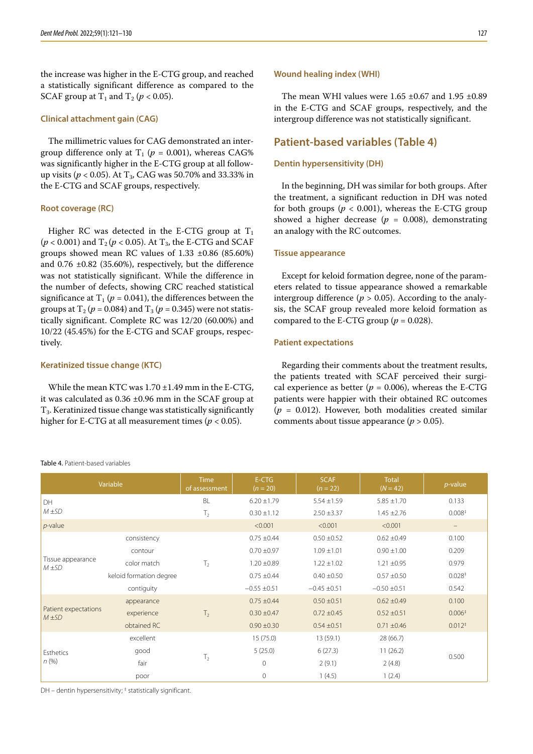the increase was higher in the E-CTG group, and reached a statistically significant difference as compared to the SCAF group at $T_1$ and $T_2$ ($p < 0.05$).

### Clinical attachment gain (CAG)

The millimetric values for CAG demonstrated an intergroup difference only at $T_1$ ($p = 0.001$), whereas CAG% was significantly higher in the E-CTG group at all follow-up visits ($p < 0.05$). At $T_3$, CAG was 50.70% and 33.33% in the E-CTG and SCAF groups, respectively.

### Root coverage (RC)

Higher RC was detected in the E-CTG group at $T_1$ ($p < 0.001$) and $T_2$ ($p < 0.05$). At $T_3$, the E-CTG and SCAF groups showed mean RC values of 1.33 ±0.86 (85.60%) and 0.76 ±0.82 (35.60%), respectively, but the difference was not statistically significant. While the difference in the number of defects, showing CRC reached statistical significance at $T_1$ ($p = 0.041$), the differences between the groups at $T_2$ ($p = 0.084$) and $T_3$ ($p = 0.345$) were not statistically significant. Complete RC was 12/20 (60.00%) and 10/22 (45.45%) for the E-CTG and SCAF groups, respectively.

### Keratinized tissue change (KTC)

While the mean KTC was 1.70 ±1.49 mm in the E-CTG, it was calculated as 0.36 ±0.96 mm in the SCAF group at $T_3$. Keratinized tissue change was statistically significantly higher for E-CTG at all measurement times ($p < 0.05$).

### Wound healing index (WHI)

The mean WHI values were 1.65 ±0.67 and 1.95 ±0.89 in the E-CTG and SCAF groups, respectively, and the intergroup difference was not statistically significant.

## Patient-based variables (Table 4)

### Dentin hypersensitivity (DH)

In the beginning, DH was similar for both groups. After the treatment, a significant reduction in DH was noted for both groups ($p < 0.001$), whereas the E-CTG group showed a higher decrease ($p = 0.008$), demonstrating an analogy with the RC outcomes.

### Tissue appearance

Except for keloid formation degree, none of the parameters related to tissue appearance showed a remarkable intergroup difference ($p > 0.05$). According to the analysis, the SCAF group revealed more keloid formation as compared to the E-CTG group ($p = 0.028$).

### Patient expectations

Regarding their comments about the treatment results, the patients treated with SCAF perceived their surgical experience as better ($p = 0.006$), whereas the E-CTG patients were happier with their obtained RC outcomes ($p = 0.012$). However, both modalities created similar comments about tissue appearance ($p > 0.05$).

Table 4. Patient-based variables

| Variable | | Time of assessment | E-CTG ($n = 20$) | SCAF ($n = 22$) | Total ($N = 42$) | *p*-value |
|---|---|---|---|---|---|---|
| DH *M* ±*SD* | | BL | 6.20 ±1.79 | 5.54 ±1.59 | 5.85 ±1.70 | 0.133 |
| | | $T_2$ | 0.30 ±1.12 | 2.50 ±3.37 | 1.45 ±2.76 | 0.008‡ |
| *p*-value | | | <0.001 | <0.001 | <0.001 | – |
| Tissue appearance *M* ±*SD* | consistency | $T_2$ | 0.75 ±0.44 | 0.50 ±0.52 | 0.62 ±0.49 | 0.100 |
| | contour | | 0.70 ±0.97 | 1.09 ±1.01 | 0.90 ±1.00 | 0.209 |
| | color match | | 1.20 ±0.89 | 1.22 ±1.02 | 1.21 ±0.95 | 0.979 |
| | keloid formation degree | | 0.75 ±0.44 | 0.40 ±0.50 | 0.57 ±0.50 | 0.028‡ |
| | contiguity | | −0.55 ±0.51 | −0.45 ±0.51 | −0.50 ±0.51 | 0.542 |
| Patient expectations *M* ±*SD* | appearance | $T_2$ | 0.75 ±0.44 | 0.50 ±0.51 | 0.62 ±0.49 | 0.100 |
| | experience | | 0.30 ±0.47 | 0.72 ±0.45 | 0.52 ±0.51 | 0.006‡ |
| | obtained RC | | 0.90 ±0.30 | 0.54 ±0.51 | 0.71 ±0.46 | 0.012‡ |
| Esthetics *n* (%) | excellent | $T_2$ | 15 (75.0) | 13 (59.1) | 28 (66.7) | 0.500 |
| | good | | 5 (25.0) | 6 (27.3) | 11 (26.2) | |
| | fair | | 0 | 2 (9.1) | 2 (4.8) | |
| | poor | | 0 | 1 (4.5) | 1 (2.4) | |

DH – dentin hypersensitivity; ‡ statistically significant.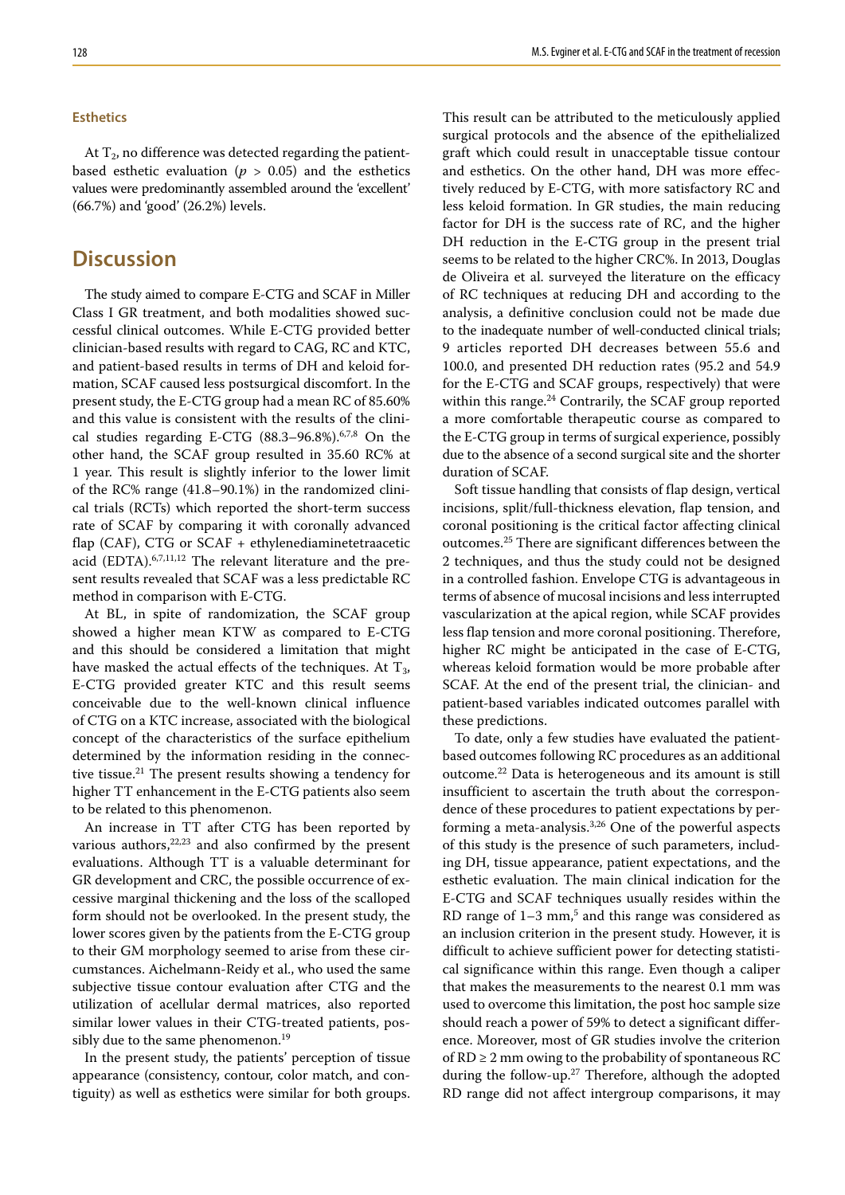### Esthetics

At $T_2$, no difference was detected regarding the patient-based esthetic evaluation ($p > 0.05$) and the esthetics values were predominantly assembled around the 'excellent' (66.7%) and 'good' (26.2%) levels.

## Discussion

The study aimed to compare E-CTG and SCAF in Miller Class I GR treatment, and both modalities showed successful clinical outcomes. While E-CTG provided better clinician-based results with regard to CAG, RC and KTC, and patient-based results in terms of DH and keloid formation, SCAF caused less postsurgical discomfort. In the present study, the E-CTG group had a mean RC of 85.60% and this value is consistent with the results of the clinical studies regarding E-CTG (88.3–96.8%).[6,7,8] On the other hand, the SCAF group resulted in 35.60 RC% at 1 year. This result is slightly inferior to the lower limit of the RC% range (41.8–90.1%) in the randomized clinical trials (RCTs) which reported the short-term success rate of SCAF by comparing it with coronally advanced flap (CAF), CTG or SCAF + ethylenediaminetetraacetic acid (EDTA).[6,7,11,12] The relevant literature and the present results revealed that SCAF was a less predictable RC method in comparison with E-CTG.

At BL, in spite of randomization, the SCAF group showed a higher mean KTW as compared to E-CTG and this should be considered a limitation that might have masked the actual effects of the techniques. At $T_3$, E-CTG provided greater KTC and this result seems conceivable due to the well-known clinical influence of CTG on a KTC increase, associated with the biological concept of the characteristics of the surface epithelium determined by the information residing in the connective tissue.[21] The present results showing a tendency for higher TT enhancement in the E-CTG patients also seem to be related to this phenomenon.

An increase in TT after CTG has been reported by various authors,[22,23] and also confirmed by the present evaluations. Although TT is a valuable determinant for GR development and CRC, the possible occurrence of excessive marginal thickening and the loss of the scalloped form should not be overlooked. In the present study, the lower scores given by the patients from the E-CTG group to their GM morphology seemed to arise from these circumstances. Aichelmann-Reidy et al., who used the same subjective tissue contour evaluation after CTG and the utilization of acellular dermal matrices, also reported similar lower values in their CTG-treated patients, possibly due to the same phenomenon.[19]

In the present study, the patients' perception of tissue appearance (consistency, contour, color match, and contiguity) as well as esthetics were similar for both groups. This result can be attributed to the meticulously applied surgical protocols and the absence of the epithelialized graft which could result in unacceptable tissue contour and esthetics. On the other hand, DH was more effectively reduced by E-CTG, with more satisfactory RC and less keloid formation. In GR studies, the main reducing factor for DH is the success rate of RC, and the higher DH reduction in the E-CTG group in the present trial seems to be related to the higher CRC%. In 2013, Douglas de Oliveira et al. surveyed the literature on the efficacy of RC techniques at reducing DH and according to the analysis, a definitive conclusion could not be made due to the inadequate number of well-conducted clinical trials; 9 articles reported DH decreases between 55.6 and 100.0, and presented DH reduction rates (95.2 and 54.9 for the E-CTG and SCAF groups, respectively) that were within this range.[24] Contrarily, the SCAF group reported a more comfortable therapeutic course as compared to the E-CTG group in terms of surgical experience, possibly due to the absence of a second surgical site and the shorter duration of SCAF.

Soft tissue handling that consists of flap design, vertical incisions, split/full-thickness elevation, flap tension, and coronal positioning is the critical factor affecting clinical outcomes.[25] There are significant differences between the 2 techniques, and thus the study could not be designed in a controlled fashion. Envelope CTG is advantageous in terms of absence of mucosal incisions and less interrupted vascularization at the apical region, while SCAF provides less flap tension and more coronal positioning. Therefore, higher RC might be anticipated in the case of E-CTG, whereas keloid formation would be more probable after SCAF. At the end of the present trial, the clinician- and patient-based variables indicated outcomes parallel with these predictions.

To date, only a few studies have evaluated the patient-based outcomes following RC procedures as an additional outcome.[22] Data is heterogeneous and its amount is still insufficient to ascertain the truth about the correspondence of these procedures to patient expectations by performing a meta-analysis.[3,26] One of the powerful aspects of this study is the presence of such parameters, including DH, tissue appearance, patient expectations, and the esthetic evaluation. The main clinical indication for the E-CTG and SCAF techniques usually resides within the RD range of 1–3 mm,[5] and this range was considered as an inclusion criterion in the present study. However, it is difficult to achieve sufficient power for detecting statistical significance within this range. Even though a caliper that makes the measurements to the nearest 0.1 mm was used to overcome this limitation, the post hoc sample size should reach a power of 59% to detect a significant difference. Moreover, most of GR studies involve the criterion of RD ≥ 2 mm owing to the probability of spontaneous RC during the follow-up.[27] Therefore, although the adopted RD range did not affect intergroup comparisons, it may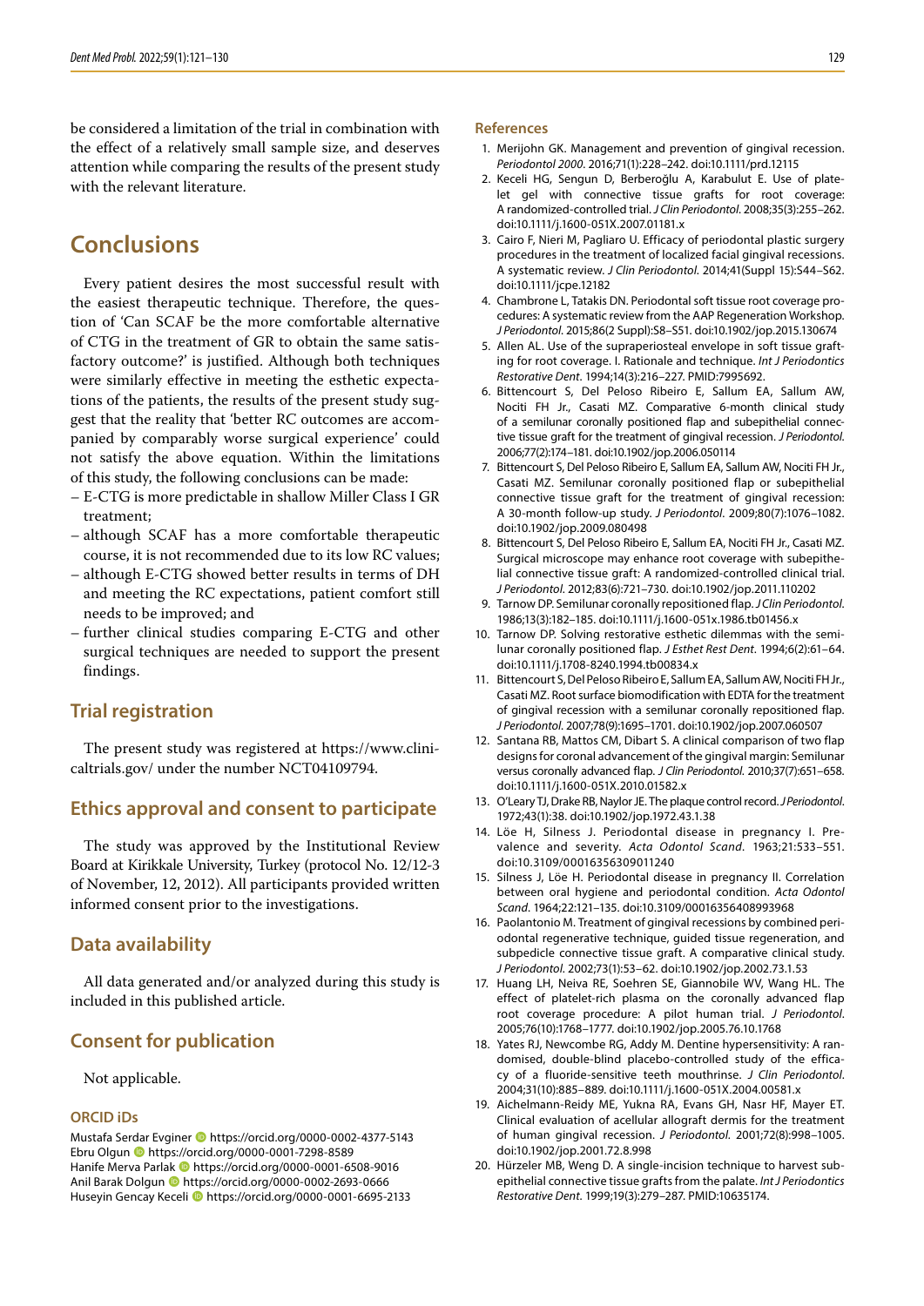be considered a limitation of the trial in combination with the effect of a relatively small sample size, and deserves attention while comparing the results of the present study with the relevant literature.

## Conclusions

Every patient desires the most successful result with the easiest therapeutic technique. Therefore, the question of 'Can SCAF be the more comfortable alternative of CTG in the treatment of GR to obtain the same satisfactory outcome?' is justified. Although both techniques were similarly effective in meeting the esthetic expectations of the patients, the results of the present study suggest that the reality that 'better RC outcomes are accompanied by comparably worse surgical experience' could not satisfy the above equation. Within the limitations of this study, the following conclusions can be made:

- E-CTG is more predictable in shallow Miller Class I GR treatment;
- although SCAF has a more comfortable therapeutic course, it is not recommended due to its low RC values;
- although E-CTG showed better results in terms of DH and meeting the RC expectations, patient comfort still needs to be improved; and
- further clinical studies comparing E-CTG and other surgical techniques are needed to support the present findings.

### Trial registration

The present study was registered at https://www.clinicaltrials.gov/ under the number NCT04109794.

### Ethics approval and consent to participate

The study was approved by the Institutional Review Board at Kirikkale University, Turkey (protocol No. 12/12-3 of November, 12, 2012). All participants provided written informed consent prior to the investigations.

### Data availability

All data generated and/or analyzed during this study is included in this published article.

### Consent for publication

Not applicable.

#### ORCID iDs

Mustafa Serdar Evginer https://orcid.org/0000-0002-4377-5143
Ebru Olgun https://orcid.org/0000-0001-7298-8589
Hanife Merva Parlak https://orcid.org/0000-0001-6508-9016
Anil Barak Dolgun https://orcid.org/0000-0002-2693-0666
Huseyin Gencay Keceli https://orcid.org/0000-0001-6695-2133

#### References

1. Merijohn GK. Management and prevention of gingival recession. *Periodontol 2000*. 2016;71(1):228–242. doi:10.1111/prd.12115
2. Keceli HG, Sengun D, Berberoğlu A, Karabulut E. Use of platelet gel with connective tissue grafts for root coverage: A randomized-controlled trial. *J Clin Periodontol*. 2008;35(3):255–262. doi:10.1111/j.1600-051X.2007.01181.x
3. Cairo F, Nieri M, Pagliaro U. Efficacy of periodontal plastic surgery procedures in the treatment of localized facial gingival recessions. A systematic review. *J Clin Periodontol*. 2014;41(Suppl 15):S44–S62. doi:10.1111/jcpe.12182
4. Chambrone L, Tatakis DN. Periodontal soft tissue root coverage procedures: A systematic review from the AAP Regeneration Workshop. *J Periodontol*. 2015;86(2 Suppl):S8–S51. doi:10.1902/jop.2015.130674
5. Allen AL. Use of the supraperiosteal envelope in soft tissue grafting for root coverage. I. Rationale and technique. *Int J Periodontics Restorative Dent*. 1994;14(3):216–227. PMID:7995692.
6. Bittencourt S, Del Peloso Ribeiro E, Sallum EA, Sallum AW, Nociti FH Jr., Casati MZ. Comparative 6-month clinical study of a semilunar coronally positioned flap and subepithelial connective tissue graft for the treatment of gingival recession. *J Periodontol*. 2006;77(2):174–181. doi:10.1902/jop.2006.050114
7. Bittencourt S, Del Peloso Ribeiro E, Sallum EA, Sallum AW, Nociti FH Jr., Casati MZ. Semilunar coronally positioned flap or subepithelial connective tissue graft for the treatment of gingival recession: A 30-month follow-up study. *J Periodontol*. 2009;80(7):1076–1082. doi:10.1902/jop.2009.080498
8. Bittencourt S, Del Peloso Ribeiro E, Sallum EA, Nociti FH Jr., Casati MZ. Surgical microscope may enhance root coverage with subepithelial connective tissue graft: A randomized-controlled clinical trial. *J Periodontol*. 2012;83(6):721–730. doi:10.1902/jop.2011.110202
9. Tarnow DP. Semilunar coronally repositioned flap. *J Clin Periodontol*. 1986;13(3):182–185. doi:10.1111/j.1600-051x.1986.tb01456.x
10. Tarnow DP. Solving restorative esthetic dilemmas with the semilunar coronally positioned flap. *J Esthet Rest Dent*. 1994;6(2):61–64. doi:10.1111/j.1708-8240.1994.tb00834.x
11. Bittencourt S, Del Peloso Ribeiro E, Sallum EA, Sallum AW, Nociti FH Jr., Casati MZ. Root surface biomodification with EDTA for the treatment of gingival recession with a semilunar coronally repositioned flap. *J Periodontol*. 2007;78(9):1695–1701. doi:10.1902/jop.2007.060507
12. Santana RB, Mattos CM, Dibart S. A clinical comparison of two flap designs for coronal advancement of the gingival margin: Semilunar versus coronally advanced flap. *J Clin Periodontol*. 2010;37(7):651–658. doi:10.1111/j.1600-051X.2010.01582.x
13. O'Leary TJ, Drake RB, Naylor JE. The plaque control record. *J Periodontol*. 1972;43(1):38. doi:10.1902/jop.1972.43.1.38
14. Löe H, Silness J. Periodontal disease in pregnancy I. Prevalence and severity. *Acta Odontol Scand*. 1963;21:533–551. doi:10.3109/00016356309011240
15. Silness J, Löe H. Periodontal disease in pregnancy II. Correlation between oral hygiene and periodontal condition. *Acta Odontol Scand*. 1964;22:121–135. doi:10.3109/00016356408993968
16. Paolantonio M. Treatment of gingival recessions by combined periodontal regenerative technique, guided tissue regeneration, and subpedicle connective tissue graft. A comparative clinical study. *J Periodontol*. 2002;73(1):53–62. doi:10.1902/jop.2002.73.1.53
17. Huang LH, Neiva RE, Soehren SE, Giannobile WV, Wang HL. The effect of platelet-rich plasma on the coronally advanced flap root coverage procedure: A pilot human trial. *J Periodontol*. 2005;76(10):1768–1777. doi:10.1902/jop.2005.76.10.1768
18. Yates RJ, Newcombe RG, Addy M. Dentine hypersensitivity: A randomised, double-blind placebo-controlled study of the efficacy of a fluoride-sensitive teeth mouthrinse. *J Clin Periodontol*. 2004;31(10):885–889. doi:10.1111/j.1600-051X.2004.00581.x
19. Aichelmann-Reidy ME, Yukna RA, Evans GH, Nasr HF, Mayer ET. Clinical evaluation of acellular allograft dermis for the treatment of human gingival recession. *J Periodontol*. 2001;72(8):998–1005. doi:10.1902/jop.2001.72.8.998
20. Hürzeler MB, Weng D. A single-incision technique to harvest subepithelial connective tissue grafts from the palate. *Int J Periodontics Restorative Dent*. 1999;19(3):279–287. PMID:10635174.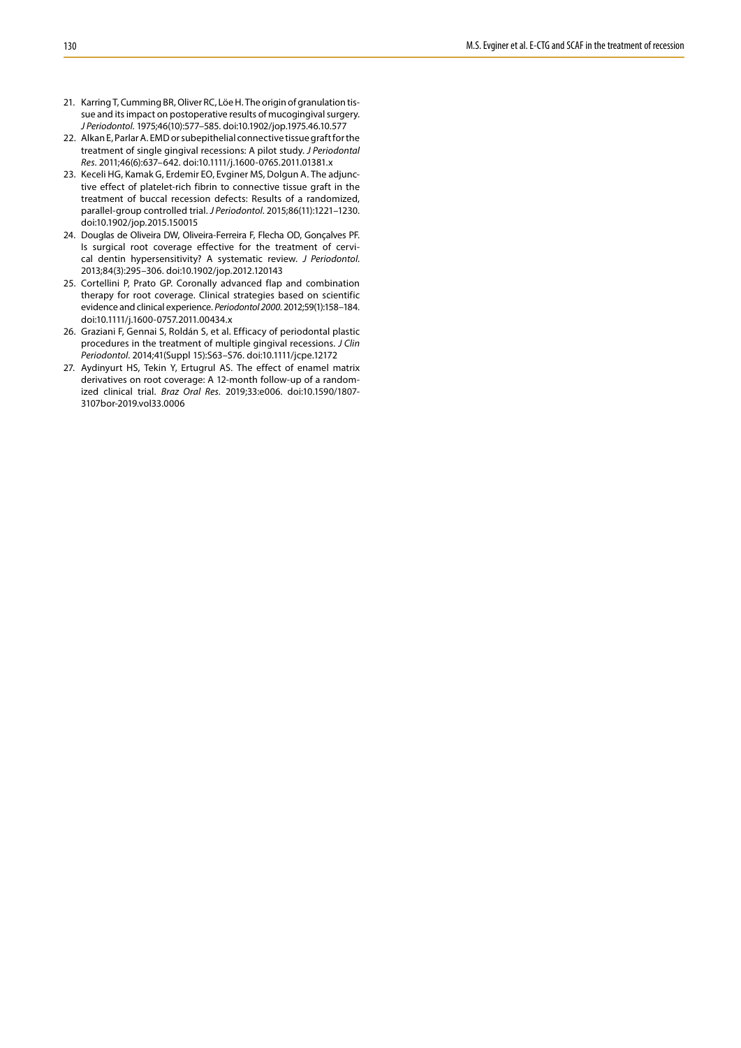21. Karring T, Cumming BR, Oliver RC, Löe H. The origin of granulation tissue and its impact on postoperative results of mucogingival surgery. *J Periodontol.* 1975;46(10):577–585. doi:10.1902/jop.1975.46.10.577
22. Alkan E, Parlar A. EMD or subepithelial connective tissue graft for the treatment of single gingival recessions: A pilot study. *J Periodontal Res.* 2011;46(6):637–642. doi:10.1111/j.1600-0765.2011.01381.x
23. Keceli HG, Kamak G, Erdemir EO, Evginer MS, Dolgun A. The adjunctive effect of platelet-rich fibrin to connective tissue graft in the treatment of buccal recession defects: Results of a randomized, parallel-group controlled trial. *J Periodontol.* 2015;86(11):1221–1230. doi:10.1902/jop.2015.150015
24. Douglas de Oliveira DW, Oliveira-Ferreira F, Flecha OD, Gonçalves PF. Is surgical root coverage effective for the treatment of cervical dentin hypersensitivity? A systematic review. *J Periodontol.* 2013;84(3):295–306. doi:10.1902/jop.2012.120143
25. Cortellini P, Prato GP. Coronally advanced flap and combination therapy for root coverage. Clinical strategies based on scientific evidence and clinical experience. *Periodontol 2000.* 2012;59(1):158–184. doi:10.1111/j.1600-0757.2011.00434.x
26. Graziani F, Gennai S, Roldán S, et al. Efficacy of periodontal plastic procedures in the treatment of multiple gingival recessions. *J Clin Periodontol.* 2014;41(Suppl 15):S63–S76. doi:10.1111/jcpe.12172
27. Aydinyurt HS, Tekin Y, Ertugrul AS. The effect of enamel matrix derivatives on root coverage: A 12-month follow-up of a randomized clinical trial. *Braz Oral Res.* 2019;33:e006. doi:10.1590/1807-3107bor-2019.vol33.0006